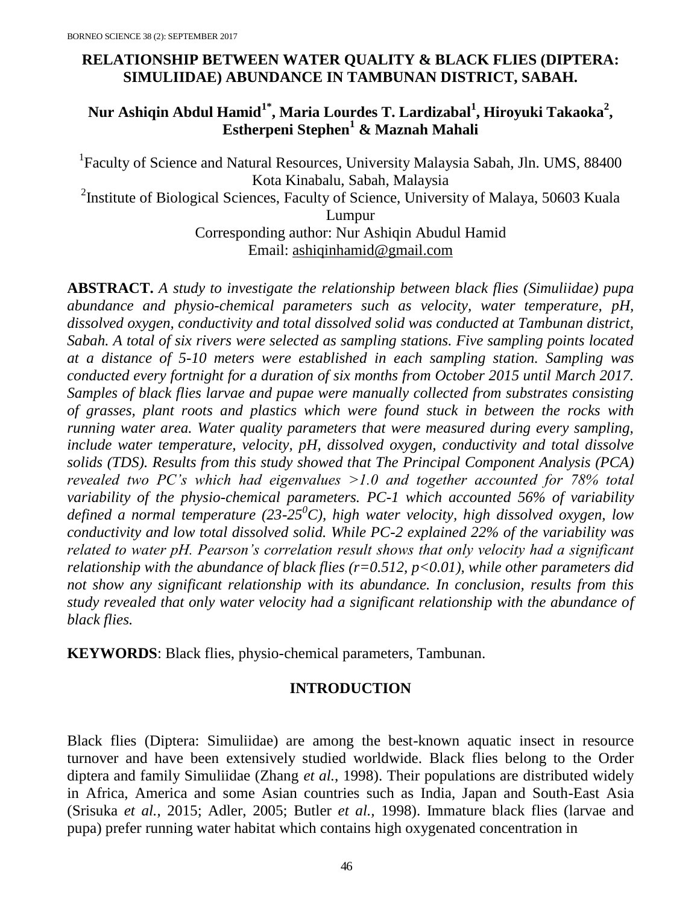# RELATIONSHIP BETWEEN WATER QUALITY & BLACK FLIES (DIPTERA: SIMULIIDAE) ABUNDANCE IN TAMBUNAN DISTRICT, SABAH.

**Nur Ashiqin Abdul Hamid[1*], Maria Lourdes T. Lardizabal[1], Hiroyuki Takaoka[2], Estherpeni Stephen[1] & Maznah Mahali**

[1]Faculty of Science and Natural Resources, University Malaysia Sabah, Jln. UMS, 88400 Kota Kinabalu, Sabah, Malaysia

[2]Institute of Biological Sciences, Faculty of Science, University of Malaya, 50603 Kuala Lumpur

Corresponding author: Nur Ashiqin Abudul Hamid

Email: ashiqinhamid@gmail.com

**ABSTRACT.** *A study to investigate the relationship between black flies (Simuliidae) pupa abundance and physio-chemical parameters such as velocity, water temperature, pH, dissolved oxygen, conductivity and total dissolved solid was conducted at Tambunan district, Sabah. A total of six rivers were selected as sampling stations. Five sampling points located at a distance of 5-10 meters were established in each sampling station. Sampling was conducted every fortnight for a duration of six months from October 2015 until March 2017. Samples of black flies larvae and pupae were manually collected from substrates consisting of grasses, plant roots and plastics which were found stuck in between the rocks with running water area. Water quality parameters that were measured during every sampling, include water temperature, velocity, pH, dissolved oxygen, conductivity and total dissolve solids (TDS). Results from this study showed that The Principal Component Analysis (PCA) revealed two PC's which had eigenvalues >1.0 and together accounted for 78% total variability of the physio-chemical parameters. PC-1 which accounted 56% of variability defined a normal temperature (23-25$^{0}$C), high water velocity, high dissolved oxygen, low conductivity and low total dissolved solid. While PC-2 explained 22% of the variability was related to water pH. Pearson's correlation result shows that only velocity had a significant relationship with the abundance of black flies ($r=0.512$, $p<0.01$), while other parameters did not show any significant relationship with its abundance. In conclusion, results from this study revealed that only water velocity had a significant relationship with the abundance of black flies.*

**KEYWORDS**: Black flies, physio-chemical parameters, Tambunan.

## INTRODUCTION

Black flies (Diptera: Simuliidae) are among the best-known aquatic insect in resource turnover and have been extensively studied worldwide. Black flies belong to the Order diptera and family Simuliidae (Zhang *et al.*, 1998). Their populations are distributed widely in Africa, America and some Asian countries such as India, Japan and South-East Asia (Srisuka *et al.*, 2015; Adler, 2005; Butler *et al.*, 1998). Immature black flies (larvae and pupa) prefer running water habitat which contains high oxygenated concentration in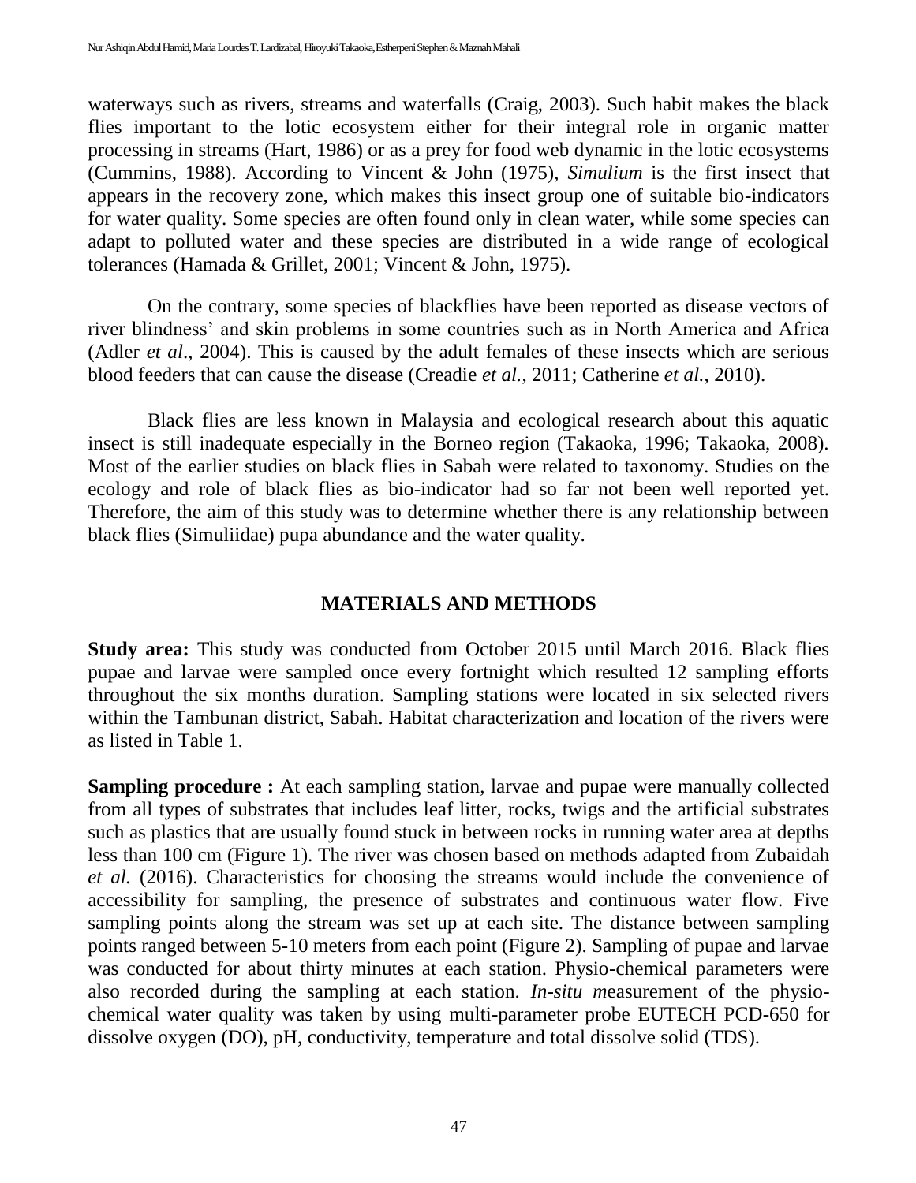waterways such as rivers, streams and waterfalls (Craig, 2003). Such habit makes the black flies important to the lotic ecosystem either for their integral role in organic matter processing in streams (Hart, 1986) or as a prey for food web dynamic in the lotic ecosystems (Cummins, 1988). According to Vincent & John (1975), *Simulium* is the first insect that appears in the recovery zone, which makes this insect group one of suitable bio-indicators for water quality. Some species are often found only in clean water, while some species can adapt to polluted water and these species are distributed in a wide range of ecological tolerances (Hamada & Grillet, 2001; Vincent & John, 1975).

On the contrary, some species of blackflies have been reported as disease vectors of river blindness' and skin problems in some countries such as in North America and Africa (Adler *et al*., 2004). This is caused by the adult females of these insects which are serious blood feeders that can cause the disease (Creadie *et al.*, 2011; Catherine *et al.*, 2010).

Black flies are less known in Malaysia and ecological research about this aquatic insect is still inadequate especially in the Borneo region (Takaoka, 1996; Takaoka, 2008). Most of the earlier studies on black flies in Sabah were related to taxonomy. Studies on the ecology and role of black flies as bio-indicator had so far not been well reported yet. Therefore, the aim of this study was to determine whether there is any relationship between black flies (Simuliidae) pupa abundance and the water quality.

## MATERIALS AND METHODS

**Study area:** This study was conducted from October 2015 until March 2016. Black flies pupae and larvae were sampled once every fortnight which resulted 12 sampling efforts throughout the six months duration. Sampling stations were located in six selected rivers within the Tambunan district, Sabah. Habitat characterization and location of the rivers were as listed in Table 1.

**Sampling procedure :** At each sampling station, larvae and pupae were manually collected from all types of substrates that includes leaf litter, rocks, twigs and the artificial substrates such as plastics that are usually found stuck in between rocks in running water area at depths less than 100 cm (Figure 1). The river was chosen based on methods adapted from Zubaidah *et al.* (2016). Characteristics for choosing the streams would include the convenience of accessibility for sampling, the presence of substrates and continuous water flow. Five sampling points along the stream was set up at each site. The distance between sampling points ranged between 5-10 meters from each point (Figure 2). Sampling of pupae and larvae was conducted for about thirty minutes at each station. Physio-chemical parameters were also recorded during the sampling at each station. *In-situ m*easurement of the physio-chemical water quality was taken by using multi-parameter probe EUTECH PCD-650 for dissolve oxygen (DO), pH, conductivity, temperature and total dissolve solid (TDS).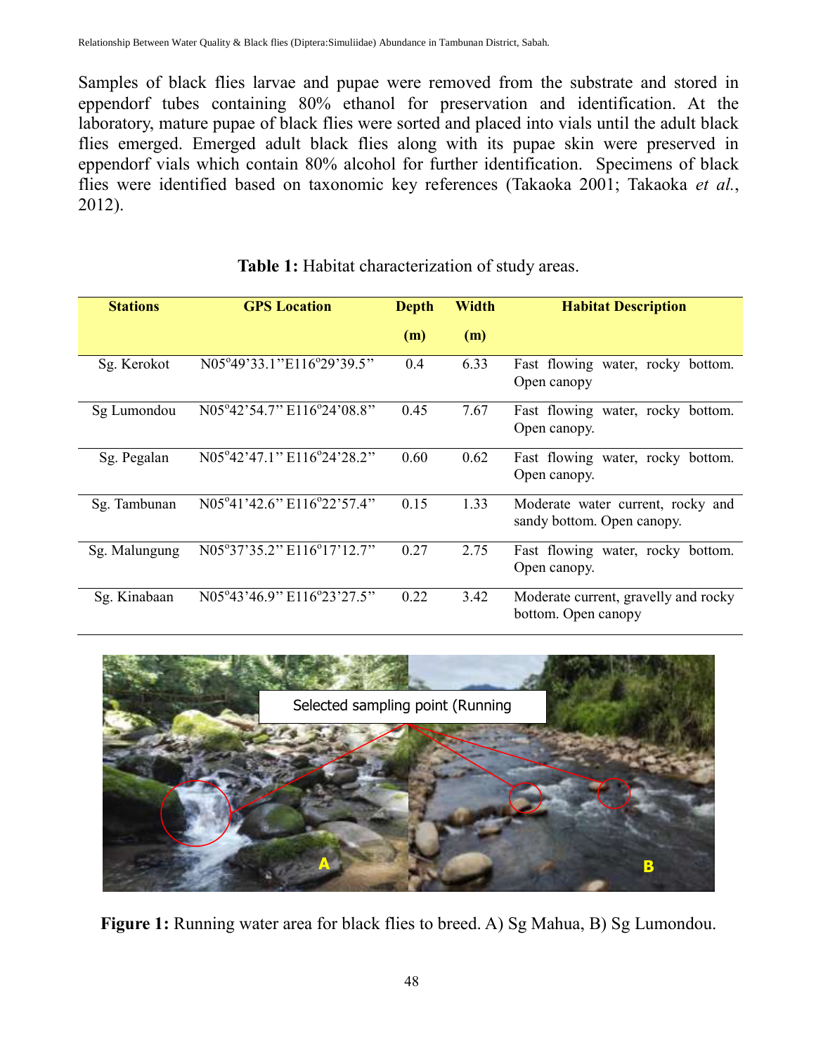Samples of black flies larvae and pupae were removed from the substrate and stored in eppendorf tubes containing 80% ethanol for preservation and identification. At the laboratory, mature pupae of black flies were sorted and placed into vials until the adult black flies emerged. Emerged adult black flies along with its pupae skin were preserved in eppendorf vials which contain 80% alcohol for further identification. Specimens of black flies were identified based on taxonomic key references (Takaoka 2001; Takaoka *et al.*, 2012).

**Table 1:** Habitat characterization of study areas.

| Stations | GPS Location | Depth (m) | Width (m) | Habitat Description |
|---|---|---|---|---|
| Sg. Kerokot | N05°49'33.1"E116°29'39.5" | 0.4 | 6.33 | Fast flowing water, rocky bottom. Open canopy |
| Sg Lumondou | N05°42'54.7" E116°24'08.8" | 0.45 | 7.67 | Fast flowing water, rocky bottom. Open canopy. |
| Sg. Pegalan | N05°42'47.1" E116°24'28.2" | 0.60 | 0.62 | Fast flowing water, rocky bottom. Open canopy. |
| Sg. Tambunan | N05°41'42.6" E116°22'57.4" | 0.15 | 1.33 | Moderate water current, rocky and sandy bottom. Open canopy. |
| Sg. Malungung | N05°37'35.2" E116°17'12.7" | 0.27 | 2.75 | Fast flowing water, rocky bottom. Open canopy. |
| Sg. Kinabaan | N05°43'46.9" E116°23'27.5" | 0.22 | 3.42 | Moderate current, gravelly and rocky bottom. Open canopy |

**Figure 1:** Running water area for black flies to breed. A) Sg Mahua, B) Sg Lumondou.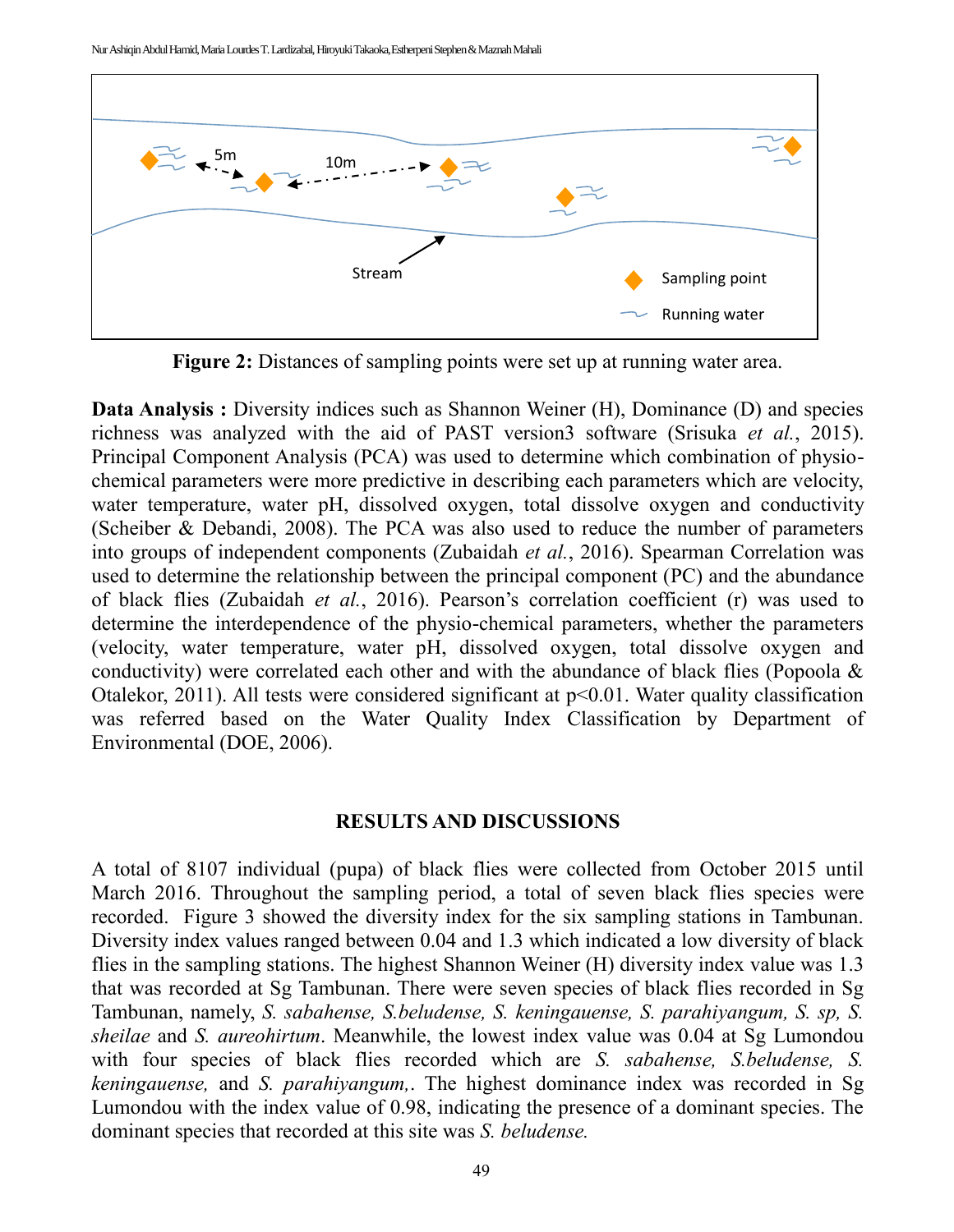**Figure 2:** Distances of sampling points were set up at running water area.

**Data Analysis :** Diversity indices such as Shannon Weiner (H), Dominance (D) and species richness was analyzed with the aid of PAST version3 software (Srisuka *et al.*, 2015). Principal Component Analysis (PCA) was used to determine which combination of physio-chemical parameters were more predictive in describing each parameters which are velocity, water temperature, water pH, dissolved oxygen, total dissolve oxygen and conductivity (Scheiber & Debandi, 2008). The PCA was also used to reduce the number of parameters into groups of independent components (Zubaidah *et al.*, 2016). Spearman Correlation was used to determine the relationship between the principal component (PC) and the abundance of black flies (Zubaidah *et al.*, 2016). Pearson's correlation coefficient (r) was used to determine the interdependence of the physio-chemical parameters, whether the parameters (velocity, water temperature, water pH, dissolved oxygen, total dissolve oxygen and conductivity) were correlated each other and with the abundance of black flies (Popoola & Otalekor, 2011). All tests were considered significant at $p<0.01$. Water quality classification was referred based on the Water Quality Index Classification by Department of Environmental (DOE, 2006).

## RESULTS AND DISCUSSIONS

A total of 8107 individual (pupa) of black flies were collected from October 2015 until March 2016. Throughout the sampling period, a total of seven black flies species were recorded. Figure 3 showed the diversity index for the six sampling stations in Tambunan. Diversity index values ranged between 0.04 and 1.3 which indicated a low diversity of black flies in the sampling stations. The highest Shannon Weiner (H) diversity index value was 1.3 that was recorded at Sg Tambunan. There were seven species of black flies recorded in Sg Tambunan, namely, *S. sabahense, S.beludense, S. keningauense, S. parahiyangum, S. sp, S. sheilae* and *S. aureohirtum*. Meanwhile, the lowest index value was 0.04 at Sg Lumondou with four species of black flies recorded which are *S. sabahense, S.beludense, S. keningauense,* and *S. parahiyangum,*. The highest dominance index was recorded in Sg Lumondou with the index value of 0.98, indicating the presence of a dominant species. The dominant species that recorded at this site was *S. beludense.*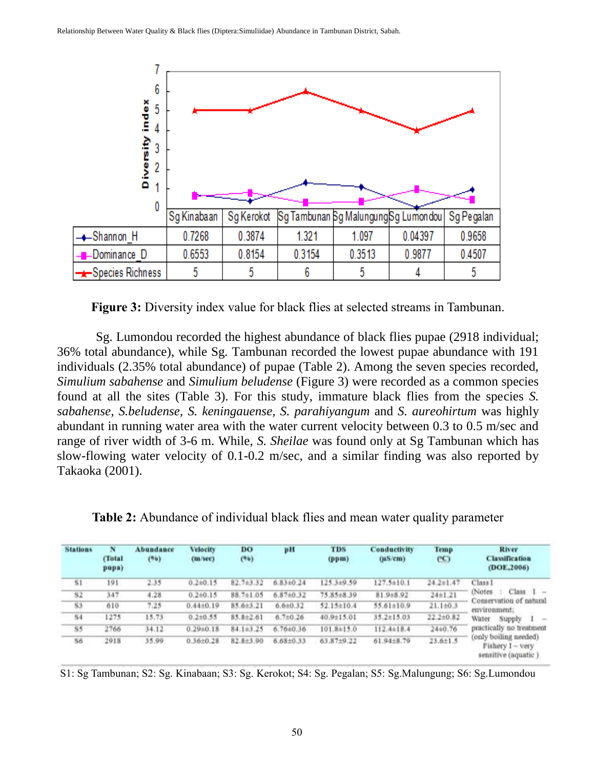| | Sg Kinabaan | Sg Kerokot | Sg Tambunan | Sg Malungung | Sg Lumondou | Sg Pegalan |
|---|---|---|---|---|---|---|
| Shannon_H | 0.7268 | 0.3874 | 1.321 | 1.097 | 0.04397 | 0.9658 |
| Dominance_D | 0.6553 | 0.8154 | 0.3154 | 0.3513 | 0.9877 | 0.4507 |
| Species Richness | 5 | 5 | 6 | 5 | 4 | 5 |

**Figure 3:** Diversity index value for black flies at selected streams in Tambunan.

Sg. Lumondou recorded the highest abundance of black flies pupae (2918 individual; 36% total abundance), while Sg. Tambunan recorded the lowest pupae abundance with 191 individuals (2.35% total abundance) of pupae (Table 2). Among the seven species recorded, *Simulium sabahense* and *Simulium beludense* (Figure 3) were recorded as a common species found at all the sites (Table 3). For this study, immature black flies from the species *S. sabahense*, *S.beludense*, *S. keningauense*, *S. parahiyangum* and *S. aureohirtum* was highly abundant in running water area with the water current velocity between 0.3 to 0.5 m/sec and range of river width of 3-6 m. While, *S. Sheilae* was found only at Sg Tambunan which has slow-flowing water velocity of 0.1-0.2 m/sec, and a similar finding was also reported by Takaoka (2001).

**Table 2:** Abundance of individual black flies and mean water quality parameter

| Stations | N (Total pupa) | Abundance (%) | Velocity (m/sec) | DO (%) | pH | TDS (ppm) | Conductivity (µS/cm) | Temp (°C) | River Classification (DOE,2006) |
|---|---|---|---|---|---|---|---|---|---|
| S1 | 191 | 2.35 | 0.2±0.15 | 82.7±3.32 | 6.83±0.24 | 125.3±9.59 | 127.5±10.1 | 24.2±1.47 | Class I (Notes : Class I – Conservation of natural environment; Water Supply I – practically no treatment (only boiling needed) Fishery I – very sensitive (aquatic ) |
| S2 | 347 | 4.28 | 0.2±0.15 | 88.7±1.05 | 6.87±0.32 | 75.85±8.39 | 81.9±8.92 | 24±1.21 | |
| S3 | 610 | 7.25 | 0.44±0.19 | 85.6±3.21 | 6.6±0.32 | 52.15±10.4 | 55.61±10.9 | 21.1±0.3 | |
| S4 | 1275 | 15.73 | 0.2±0.55 | 85.8±2.61 | 6.7±0.26 | 40.9±15.01 | 35.2±15.03 | 22.2±0.82 | |
| S5 | 2766 | 34.12 | 0.29±0.18 | 84.1±3.25 | 6.76±0.36 | 101.8±15.0 | 112.4±18.4 | 24±0.76 | |
| S6 | 2918 | 35.99 | 0.36±0.28 | 82.8±3.90 | 6.68±0.33 | 63.87±9.22 | 61.94±8.79 | 23.6±1.5 | |

S1: Sg Tambunan; S2: Sg. Kinabaan; S3: Sg. Kerokot; S4: Sg. Pegalan; S5: Sg.Malungung; S6: Sg.Lumondou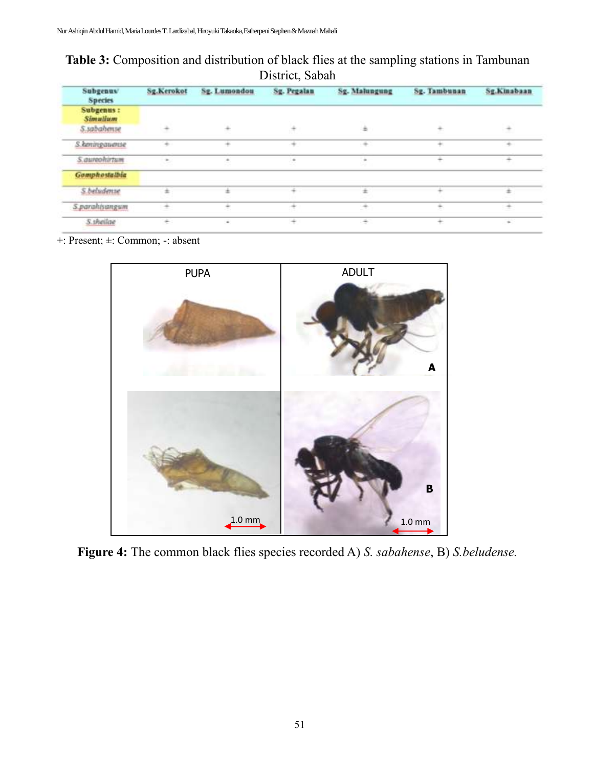**Table 3:** Composition and distribution of black flies at the sampling stations in Tambunan District, Sabah

| Subgenus/ Species | Sg.Kerokot | Sg. Lumondou | Sg. Pegalan | Sg. Malungung | Sg. Tambunan | Sg.Kinabaan |
|---|---|---|---|---|---|---|
| **Subgenus : *Simulium*** | | | | | | |
| *S.sabahense* | + | + | + | ± | + | + |
| *S.keningauense* | + | + | + | + | + | + |
| *S.aureohirtum* | - | - | - | - | + | + |
| ***Gomphostilbia*** | | | | | | |
| *S.beludense* | ± | ± | + | ± | + | ± |
| *S.parahiyangum* | + | + | + | + | + | + |
| *S.sheilae* | + | - | + | + | + | - |

+: Present; ±: Common; -: absent

**Figure 4:** The common black flies species recorded A) *S. sabahense*, B) *S.beludense.*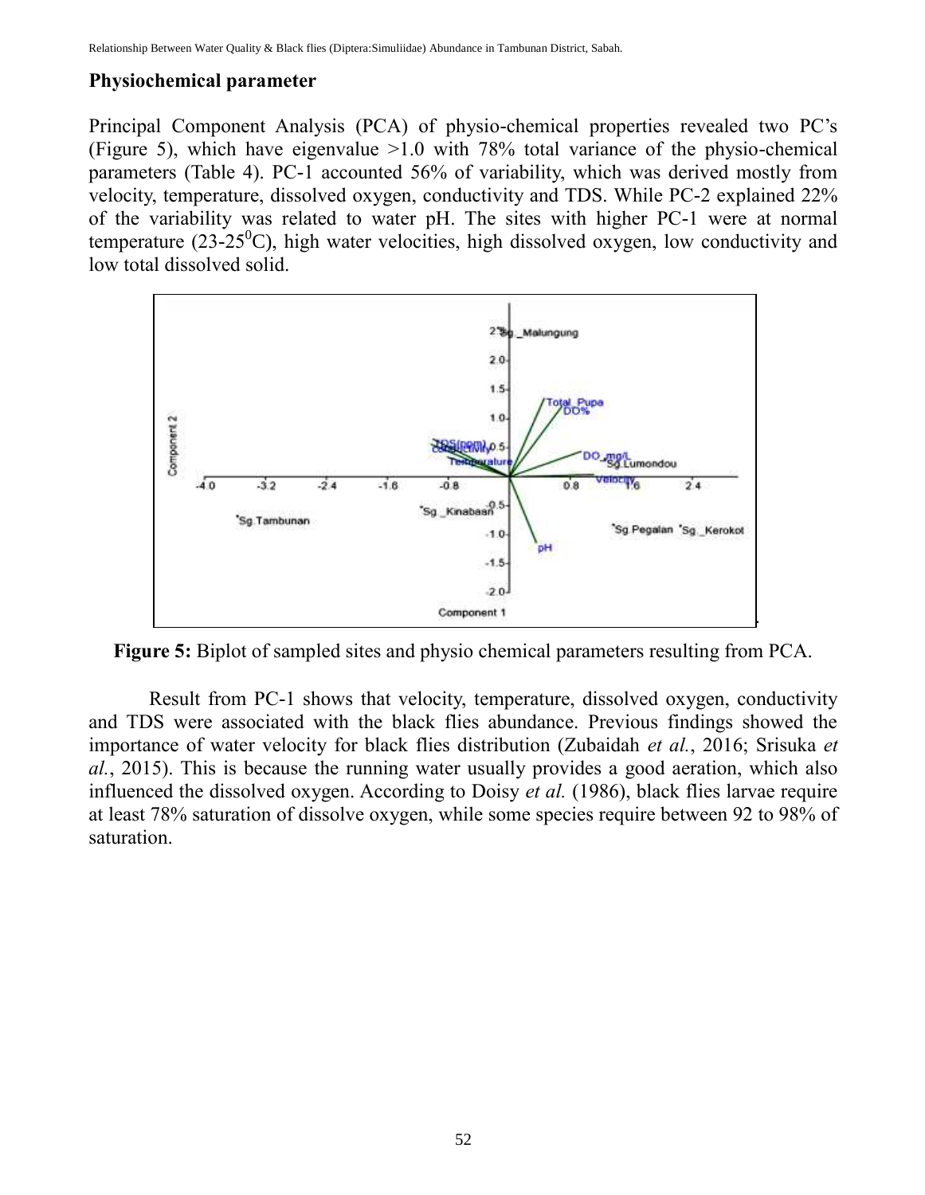## Physiochemical parameter

Principal Component Analysis (PCA) of physio-chemical properties revealed two PC's (Figure 5), which have eigenvalue >1.0 with 78% total variance of the physio-chemical parameters (Table 4). PC-1 accounted 56% of variability, which was derived mostly from velocity, temperature, dissolved oxygen, conductivity and TDS. While PC-2 explained 22% of the variability was related to water pH. The sites with higher PC-1 were at normal temperature (23-25$^0$C), high water velocities, high dissolved oxygen, low conductivity and low total dissolved solid.

**Figure 5:** Biplot of sampled sites and physio chemical parameters resulting from PCA.

Result from PC-1 shows that velocity, temperature, dissolved oxygen, conductivity and TDS were associated with the black flies abundance. Previous findings showed the importance of water velocity for black flies distribution (Zubaidah *et al.*, 2016; Srisuka *et al.*, 2015). This is because the running water usually provides a good aeration, which also influenced the dissolved oxygen. According to Doisy *et al.* (1986), black flies larvae require at least 78% saturation of dissolve oxygen, while some species require between 92 to 98% of saturation.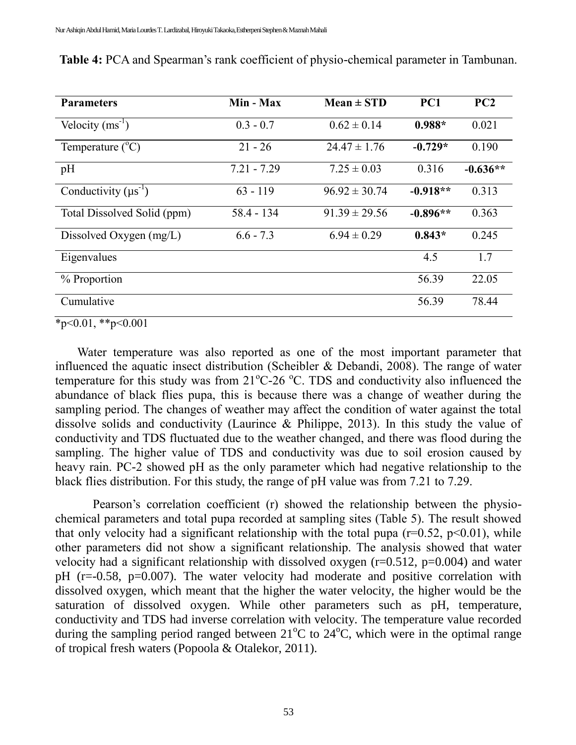**Table 4:** PCA and Spearman's rank coefficient of physio-chemical parameter in Tambunan.

| Parameters | Min - Max | Mean ± STD | PC1 | PC2 |
|---|---|---|---|---|
| Velocity ($ms^{-1}$) | 0.3 - 0.7 | 0.62 ± 0.14 | **0.988*** | 0.021 |
| Temperature ($^{o}C$) | 21 - 26 | 24.47 ± 1.76 | **-0.729*** | 0.190 |
| pH | 7.21 - 7.29 | 7.25 ± 0.03 | 0.316 | **-0.636**** |
| Conductivity ($\mu s^{-1}$) | 63 - 119 | 96.92 ± 30.74 | **-0.918**** | 0.313 |
| Total Dissolved Solid (ppm) | 58.4 - 134 | 91.39 ± 29.56 | **-0.896**** | 0.363 |
| Dissolved Oxygen (mg/L) | 6.6 - 7.3 | 6.94 ± 0.29 | **0.843*** | 0.245 |
| Eigenvalues | | | 4.5 | 1.7 |
| % Proportion | | | 56.39 | 22.05 |
| Cumulative | | | 56.39 | 78.44 |

*$p<0.01$, **$p<0.001$

Water temperature was also reported as one of the most important parameter that influenced the aquatic insect distribution (Scheibler & Debandi, 2008). The range of water temperature for this study was from 21$^{o}$C-26 $^{o}$C. TDS and conductivity also influenced the abundance of black flies pupa, this is because there was a change of weather during the sampling period. The changes of weather may affect the condition of water against the total dissolve solids and conductivity (Laurince & Philippe, 2013). In this study the value of conductivity and TDS fluctuated due to the weather changed, and there was flood during the sampling. The higher value of TDS and conductivity was due to soil erosion caused by heavy rain. PC-2 showed pH as the only parameter which had negative relationship to the black flies distribution. For this study, the range of pH value was from 7.21 to 7.29.

Pearson's correlation coefficient (r) showed the relationship between the physio-chemical parameters and total pupa recorded at sampling sites (Table 5). The result showed that only velocity had a significant relationship with the total pupa ($r=0.52$, $p<0.01$), while other parameters did not show a significant relationship. The analysis showed that water velocity had a significant relationship with dissolved oxygen ($r=0.512$, $p=0.004$) and water pH ($r=-0.58$, $p=0.007$). The water velocity had moderate and positive correlation with dissolved oxygen, which meant that the higher the water velocity, the higher would be the saturation of dissolved oxygen. While other parameters such as pH, temperature, conductivity and TDS had inverse correlation with velocity. The temperature value recorded during the sampling period ranged between 21$^{o}$C to 24$^{o}$C, which were in the optimal range of tropical fresh waters (Popoola & Otalekor, 2011).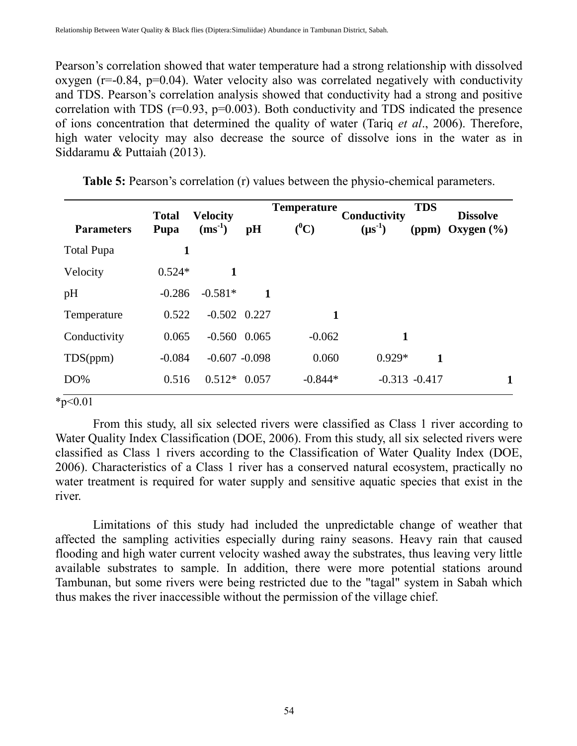Pearson's correlation showed that water temperature had a strong relationship with dissolved oxygen ($r=-0.84$, $p=0.04$). Water velocity also was correlated negatively with conductivity and TDS. Pearson's correlation analysis showed that conductivity had a strong and positive correlation with TDS ($r=0.93$, $p=0.003$). Both conductivity and TDS indicated the presence of ions concentration that determined the quality of water (Tariq *et al*., 2006). Therefore, high water velocity may also decrease the source of dissolve ions in the water as in Siddaramu & Puttaiah (2013).

**Table 5:** Pearson's correlation (r) values between the physio-chemical parameters.

| **Parameters** | **Total Pupa** | **Velocity ($ms^{-1}$)** | **pH** | **Temperature ($^0C$)** | **Conductivity ($\mu s^{-1}$)** | **TDS (ppm)** | **Dissolve Oxygen (%)** |
|---|---|---|---|---|---|---|---|
| Total Pupa | **1** | | | | | | |
| Velocity | 0.524* | **1** | | | | | |
| pH | -0.286 | -0.581* | **1** | | | | |
| Temperature | 0.522 | -0.502 | 0.227 | **1** | | | |
| Conductivity | 0.065 | -0.560 | 0.065 | -0.062 | **1** | | |
| TDS(ppm) | -0.084 | -0.607 | -0.098 | 0.060 | 0.929* | **1** | |
| DO% | 0.516 | 0.512* | 0.057 | -0.844* | -0.313 | -0.417 | **1** |

*$p<0.01$

From this study, all six selected rivers were classified as Class 1 river according to Water Quality Index Classification (DOE, 2006). From this study, all six selected rivers were classified as Class 1 rivers according to the Classification of Water Quality Index (DOE, 2006). Characteristics of a Class 1 river has a conserved natural ecosystem, practically no water treatment is required for water supply and sensitive aquatic species that exist in the river.

Limitations of this study had included the unpredictable change of weather that affected the sampling activities especially during rainy seasons. Heavy rain that caused flooding and high water current velocity washed away the substrates, thus leaving very little available substrates to sample. In addition, there were more potential stations around Tambunan, but some rivers were being restricted due to the "tagal" system in Sabah which thus makes the river inaccessible without the permission of the village chief.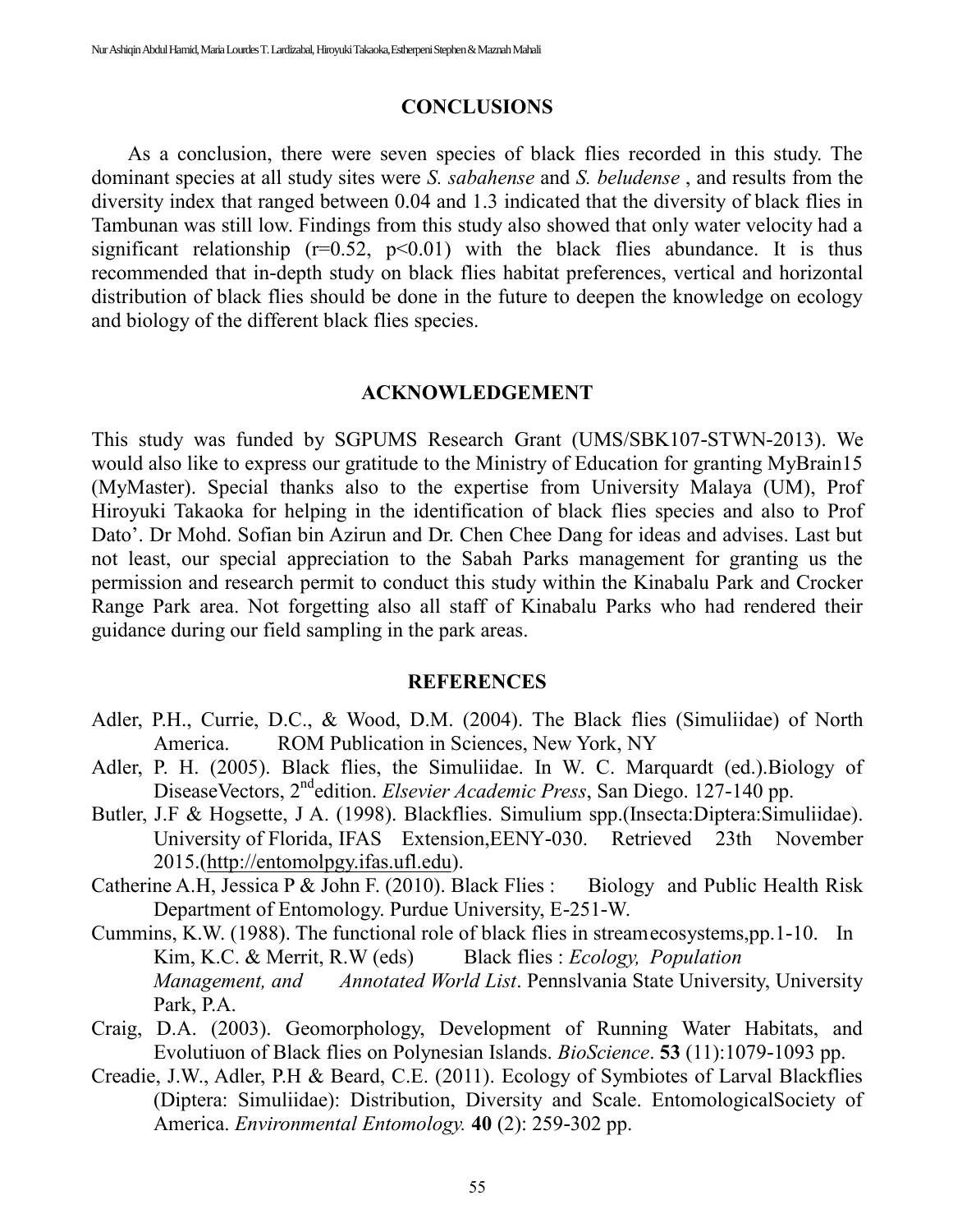## CONCLUSIONS

As a conclusion, there were seven species of black flies recorded in this study. The dominant species at all study sites were *S. sabahense* and *S. beludense* , and results from the diversity index that ranged between 0.04 and 1.3 indicated that the diversity of black flies in Tambunan was still low. Findings from this study also showed that only water velocity had a significant relationship ($r=0.52$, $p<0.01$) with the black flies abundance. It is thus recommended that in-depth study on black flies habitat preferences, vertical and horizontal distribution of black flies should be done in the future to deepen the knowledge on ecology and biology of the different black flies species.

## ACKNOWLEDGEMENT

This study was funded by SGPUMS Research Grant (UMS/SBK107-STWN-2013). We would also like to express our gratitude to the Ministry of Education for granting MyBrain15 (MyMaster). Special thanks also to the expertise from University Malaya (UM), Prof Hiroyuki Takaoka for helping in the identification of black flies species and also to Prof Dato'. Dr Mohd. Sofian bin Azirun and Dr. Chen Chee Dang for ideas and advises. Last but not least, our special appreciation to the Sabah Parks management for granting us the permission and research permit to conduct this study within the Kinabalu Park and Crocker Range Park area. Not forgetting also all staff of Kinabalu Parks who had rendered their guidance during our field sampling in the park areas.

## REFERENCES

Adler, P.H., Currie, D.C., & Wood, D.M. (2004). The Black flies (Simuliidae) of North America. ROM Publication in Sciences, New York, NY

Adler, P. H. (2005). Black flies, the Simuliidae. In W. C. Marquardt (ed.).Biology of DiseaseVectors, 2ndedition. *Elsevier Academic Press*, San Diego. 127-140 pp.

Butler, J.F & Hogsette, J A. (1998). Blackflies. Simulium spp.(Insecta:Diptera:Simuliidae). University of Florida, IFAS Extension,EENY-030. Retrieved 23th November 2015.(http://entomolpgy.ifas.ufl.edu).

Catherine A.H, Jessica P & John F. (2010). Black Flies : Biology and Public Health Risk Department of Entomology. Purdue University, E-251-W.

Cummins, K.W. (1988). The functional role of black flies in streamecosystems,pp.1-10. In Kim, K.C. & Merrit, R.W (eds) Black flies : *Ecology, Population Management, and Annotated World List*. Pennslvania State University, University Park, P.A.

Craig, D.A. (2003). Geomorphology, Development of Running Water Habitats, and Evolutiuon of Black flies on Polynesian Islands. *BioScience*. **53** (11):1079-1093 pp.

Creadie, J.W., Adler, P.H & Beard, C.E. (2011). Ecology of Symbiotes of Larval Blackflies (Diptera: Simuliidae): Distribution, Diversity and Scale. EntomologicalSociety of America. *Environmental Entomology.* **40** (2): 259-302 pp.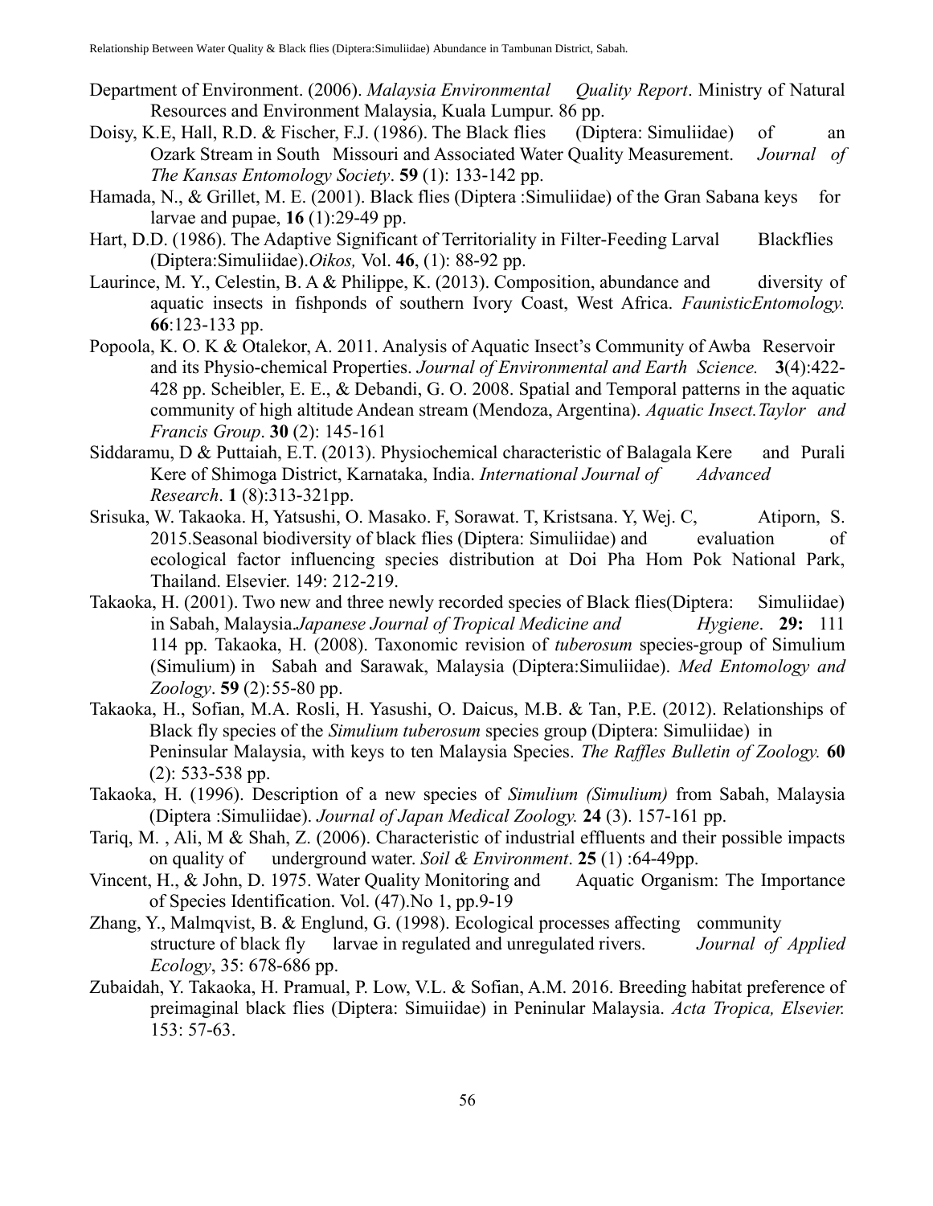Department of Environment. (2006). *Malaysia Environmental Quality Report*. Ministry of Natural Resources and Environment Malaysia, Kuala Lumpur. 86 pp.

Doisy, K.E, Hall, R.D. & Fischer, F.J. (1986). The Black flies (Diptera: Simuliidae) of an Ozark Stream in South Missouri and Associated Water Quality Measurement. *Journal of The Kansas Entomology Society*. **59** (1): 133-142 pp.

Hamada, N., & Grillet, M. E. (2001). Black flies (Diptera :Simuliidae) of the Gran Sabana keys for larvae and pupae, **16** (1):29-49 pp.

Hart, D.D. (1986). The Adaptive Significant of Territoriality in Filter-Feeding Larval Blackflies (Diptera:Simuliidae).*Oikos,* Vol. **46**, (1): 88-92 pp.

Laurince, M. Y., Celestin, B. A & Philippe, K. (2013). Composition, abundance and diversity of aquatic insects in fishponds of southern Ivory Coast, West Africa. *FaunisticEntomology.* **66**:123-133 pp.

Popoola, K. O. K & Otalekor, A. 2011. Analysis of Aquatic Insect's Community of Awba Reservoir and its Physio-chemical Properties. *Journal of Environmental and Earth Science.* **3**(4):422-428 pp. Scheibler, E. E., & Debandi, G. O. 2008. Spatial and Temporal patterns in the aquatic community of high altitude Andean stream (Mendoza, Argentina). *Aquatic Insect.Taylor and Francis Group*. **30** (2): 145-161

Siddaramu, D & Puttaiah, E.T. (2013). Physiochemical characteristic of Balagala Kere and Purali Kere of Shimoga District, Karnataka, India. *International Journal of Advanced Research*. **1** (8):313-321pp.

Srisuka, W. Takaoka. H, Yatsushi, O. Masako. F, Sorawat. T, Kristsana. Y, Wej. C, Atiporn, S. 2015.Seasonal biodiversity of black flies (Diptera: Simuliidae) and evaluation of ecological factor influencing species distribution at Doi Pha Hom Pok National Park, Thailand. Elsevier. 149: 212-219.

Takaoka, H. (2001). Two new and three newly recorded species of Black flies(Diptera: Simuliidae) in Sabah, Malaysia.*Japanese Journal of Tropical Medicine and Hygiene*. **29:** 111 114 pp. Takaoka, H. (2008). Taxonomic revision of *tuberosum* species-group of Simulium (Simulium) in Sabah and Sarawak, Malaysia (Diptera:Simuliidae). *Med Entomology and Zoology*. **59** (2):55-80 pp.

Takaoka, H., Sofian, M.A. Rosli, H. Yasushi, O. Daicus, M.B. & Tan, P.E. (2012). Relationships of Black fly species of the *Simulium tuberosum* species group (Diptera: Simuliidae) in Peninsular Malaysia, with keys to ten Malaysia Species. *The Raffles Bulletin of Zoology.* **60** (2): 533-538 pp.

Takaoka, H. (1996). Description of a new species of *Simulium (Simulium)* from Sabah, Malaysia (Diptera :Simuliidae). *Journal of Japan Medical Zoology.* **24** (3). 157-161 pp.

Tariq, M. , Ali, M & Shah, Z. (2006). Characteristic of industrial effluents and their possible impacts on quality of underground water. *Soil & Environment*. **25** (1) :64-49pp.

Vincent, H., & John, D. 1975. Water Quality Monitoring and Aquatic Organism: The Importance of Species Identification. Vol. (47).No 1, pp.9-19

Zhang, Y., Malmqvist, B. & Englund, G. (1998). Ecological processes affecting community structure of black fly larvae in regulated and unregulated rivers. *Journal of Applied Ecology*, 35: 678-686 pp.

Zubaidah, Y. Takaoka, H. Pramual, P. Low, V.L. & Sofian, A.M. 2016. Breeding habitat preference of preimaginal black flies (Diptera: Simuiidae) in Peninular Malaysia. *Acta Tropica, Elsevier.* 153: 57-63.